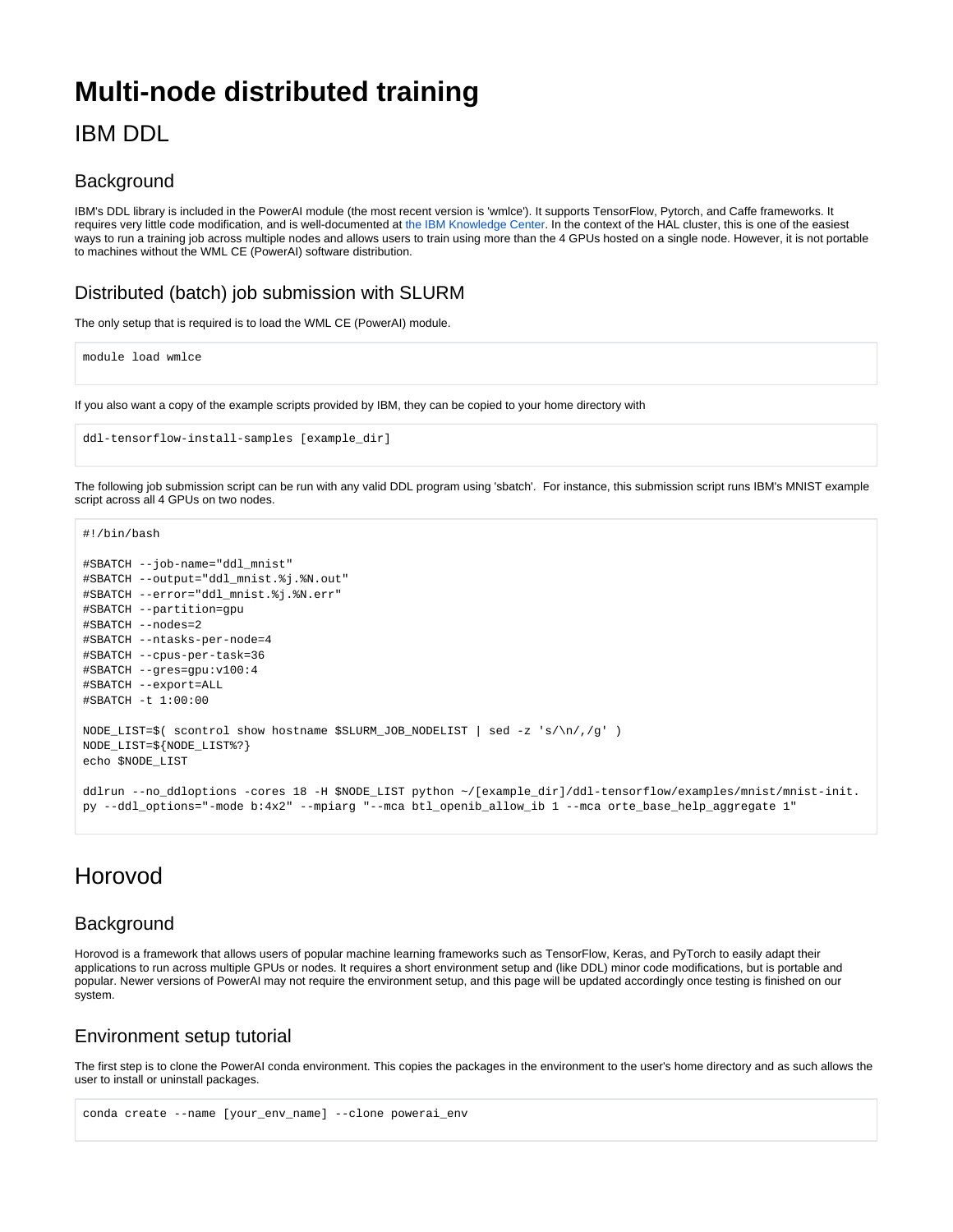# Multi-node distributed training

## IBM DDL

### Background

IBM's DDL library is included in the PowerAI module (the most recent version is 'wmlce'). It supports TensorFlow, Pytorch, and Caffe frameworks. It requires very little code modification, and is well-documented at the IBM Knowledge Center. In the context of the HAL cluster, this is one of the easiest ways to run a training job across multiple nodes and allows users to train using more than the 4 GPUs hosted on a single node. However, it is not portable to machines without the WML CE (PowerAI) software distribution.

### Distributed (batch) job submission with SLURM

The only setup that is required is to load the WML CE (PowerAI) module.

```
module load wmlce
```

If you also want a copy of the example scripts provided by IBM, they can be copied to your home directory with

```
ddl-tensorflow-install-samples [example_dir]
```

The following job submission script can be run with any valid DDL program using 'sbatch'. For instance, this submission script runs IBM's MNIST example script across all 4 GPUs on two nodes.

```
#!/bin/bash

#SBATCH --job-name="ddl_mnist"
#SBATCH --output="ddl_mnist.%j.%N.out"
#SBATCH --error="ddl_mnist.%j.%N.err"
#SBATCH --partition=gpu
#SBATCH --nodes=2
#SBATCH --ntasks-per-node=4
#SBATCH --cpus-per-task=36
#SBATCH --gres=gpu:v100:4
#SBATCH --export=ALL
#SBATCH -t 1:00:00

NODE_LIST=$( scontrol show hostname $SLURM_JOB_NODELIST | sed -z 's/\n/,/g' )
NODE_LIST=${NODE_LIST%?}
echo $NODE_LIST

ddlrun --no_ddloptions -cores 18 -H $NODE_LIST python ~/[example_dir]/ddl-tensorflow/examples/mnist/mnist-init.
py --ddl_options="-mode b:4x2" --mpiarg "--mca btl_openib_allow_ib 1 --mca orte_base_help_aggregate 1"
```

## Horovod

### Background

Horovod is a framework that allows users of popular machine learning frameworks such as TensorFlow, Keras, and PyTorch to easily adapt their applications to run across multiple GPUs or nodes. It requires a short environment setup and (like DDL) minor code modifications, but is portable and popular. Newer versions of PowerAI may not require the environment setup, and this page will be updated accordingly once testing is finished on our system.

### Environment setup tutorial

The first step is to clone the PowerAI conda environment. This copies the packages in the environment to the user's home directory and as such allows the user to install or uninstall packages.

```
conda create --name [your_env_name] --clone powerai_env
```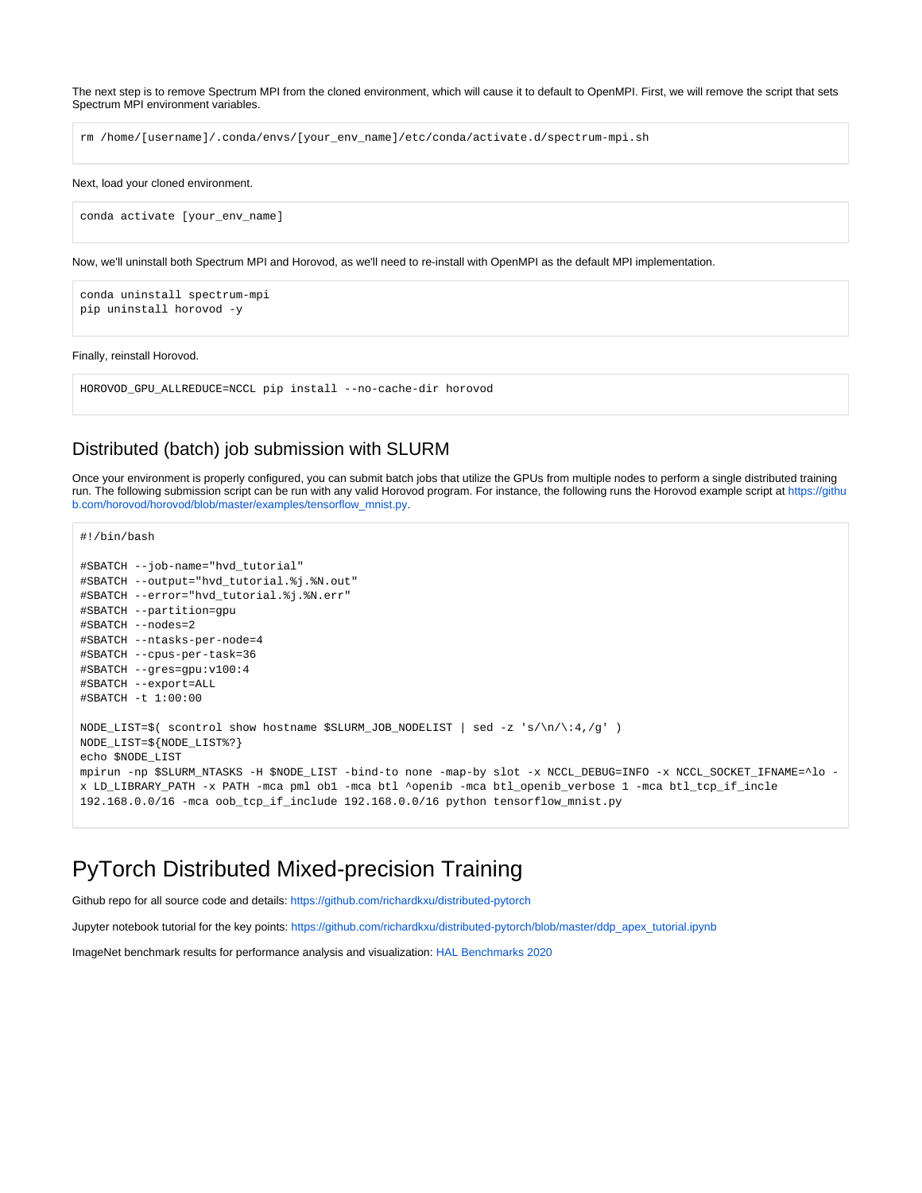The next step is to remove Spectrum MPI from the cloned environment, which will cause it to default to OpenMPI. First, we will remove the script that sets Spectrum MPI environment variables.

```
rm /home/[username]/.conda/envs/[your_env_name]/etc/conda/activate.d/spectrum-mpi.sh
```

Next, load your cloned environment.

```
conda activate [your_env_name]
```

Now, we'll uninstall both Spectrum MPI and Horovod, as we'll need to re-install with OpenMPI as the default MPI implementation.

```
conda uninstall spectrum-mpi
pip uninstall horovod -y
```

Finally, reinstall Horovod.

```
HOROVOD_GPU_ALLREDUCE=NCCL pip install --no-cache-dir horovod
```

## Distributed (batch) job submission with SLURM

Once your environment is properly configured, you can submit batch jobs that utilize the GPUs from multiple nodes to perform a single distributed training run. The following submission script can be run with any valid Horovod program. For instance, the following runs the Horovod example script at https://github.com/horovod/horovod/blob/master/examples/tensorflow_mnist.py.

```
#!/bin/bash

#SBATCH --job-name="hvd_tutorial"
#SBATCH --output="hvd_tutorial.%j.%N.out"
#SBATCH --error="hvd_tutorial.%j.%N.err"
#SBATCH --partition=gpu
#SBATCH --nodes=2
#SBATCH --ntasks-per-node=4
#SBATCH --cpus-per-task=36
#SBATCH --gres=gpu:v100:4
#SBATCH --export=ALL
#SBATCH -t 1:00:00

NODE_LIST=$( scontrol show hostname $SLURM_JOB_NODELIST | sed -z 's/\n/\:4,/g' )
NODE_LIST=${NODE_LIST%?}
echo $NODE_LIST
mpirun -np $SLURM_NTASKS -H $NODE_LIST -bind-to none -map-by slot -x NCCL_DEBUG=INFO -x NCCL_SOCKET_IFNAME=^lo -x LD_LIBRARY_PATH -x PATH -mca pml ob1 -mca btl ^openib -mca btl_openib_verbose 1 -mca btl_tcp_if_incle 192.168.0.0/16 -mca oob_tcp_if_include 192.168.0.0/16 python tensorflow_mnist.py
```

# PyTorch Distributed Mixed-precision Training

Github repo for all source code and details: https://github.com/richardkxu/distributed-pytorch

Jupyter notebook tutorial for the key points: https://github.com/richardkxu/distributed-pytorch/blob/master/ddp_apex_tutorial.ipynb

ImageNet benchmark results for performance analysis and visualization: HAL Benchmarks 2020